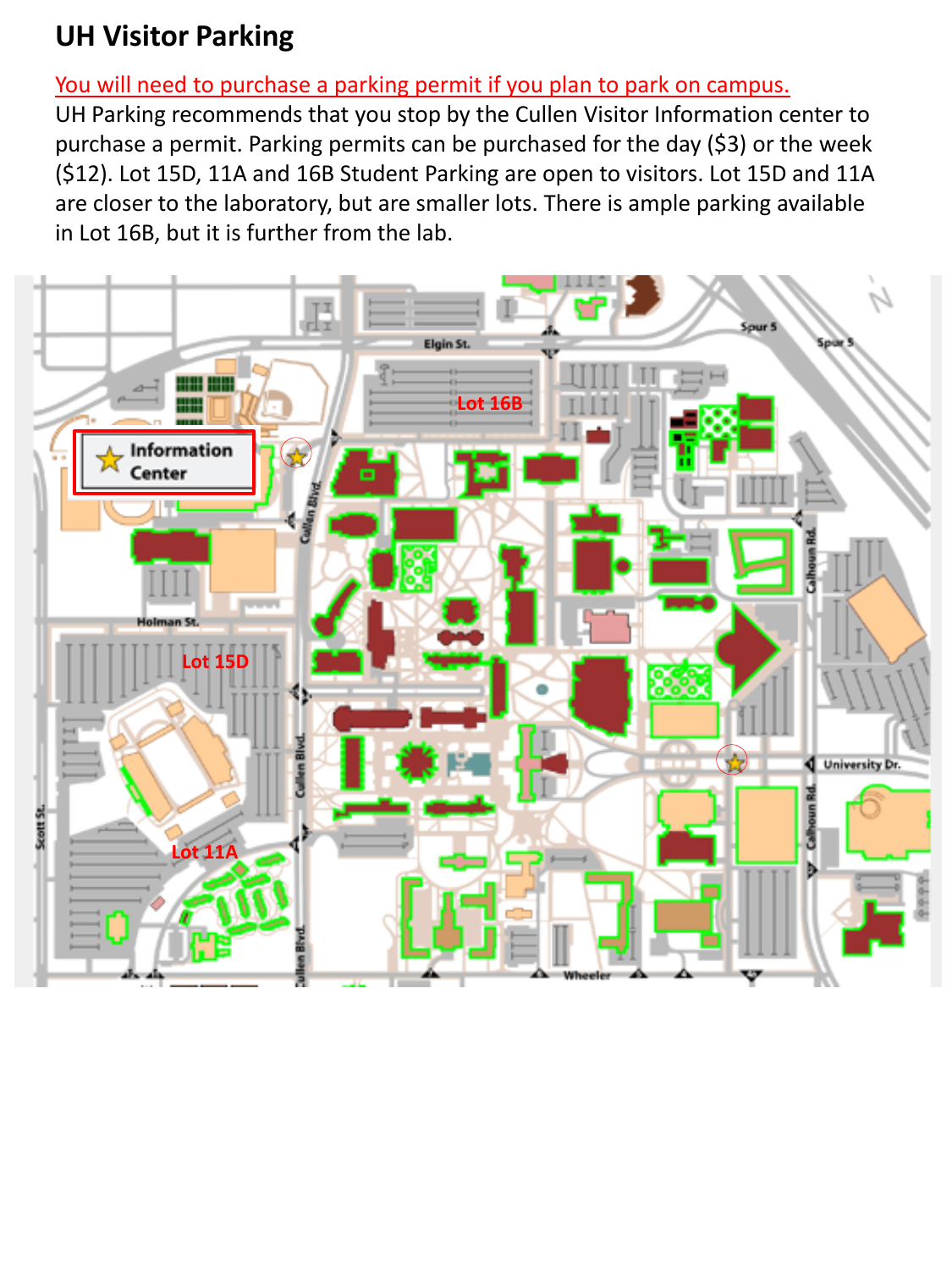# UH Visitor Parking

You will need to purchase a parking permit if you plan to park on campus.

UH Parking recommends that you stop by the Cullen Visitor Information center to purchase a permit. Parking permits can be purchased for the day ($3) or the week ($12). Lot 15D, 11A and 16B Student Parking are open to visitors. Lot 15D and 11A are closer to the laboratory, but are smaller lots. There is ample parking available in Lot 16B, but it is further from the lab.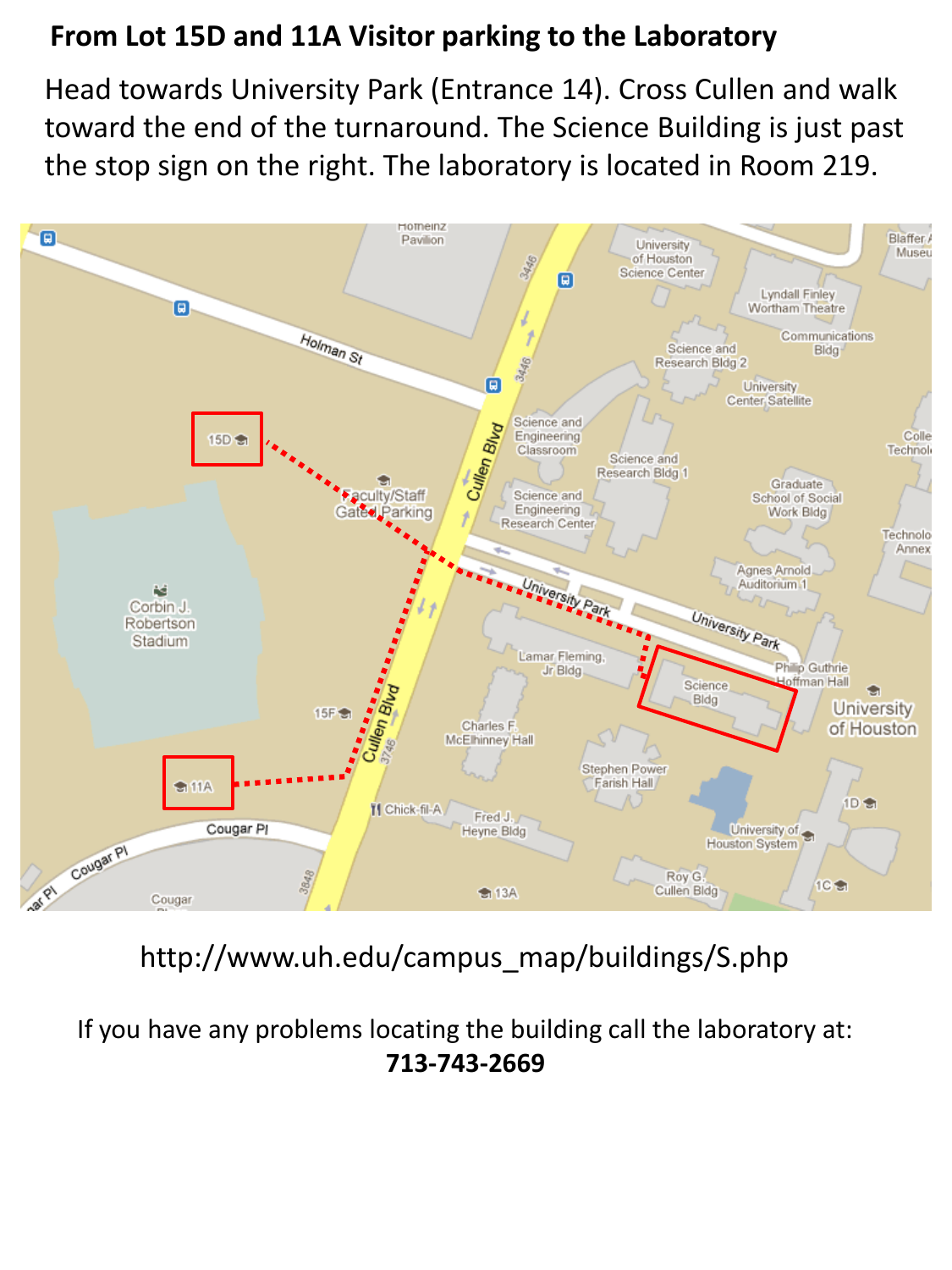## From Lot 15D and 11A Visitor parking to the Laboratory

Head towards University Park (Entrance 14). Cross Cullen and walk toward the end of the turnaround. The Science Building is just past the stop sign on the right. The laboratory is located in Room 219.

http://www.uh.edu/campus_map/buildings/S.php

If you have any problems locating the building call the laboratory at:
**713-743-2669**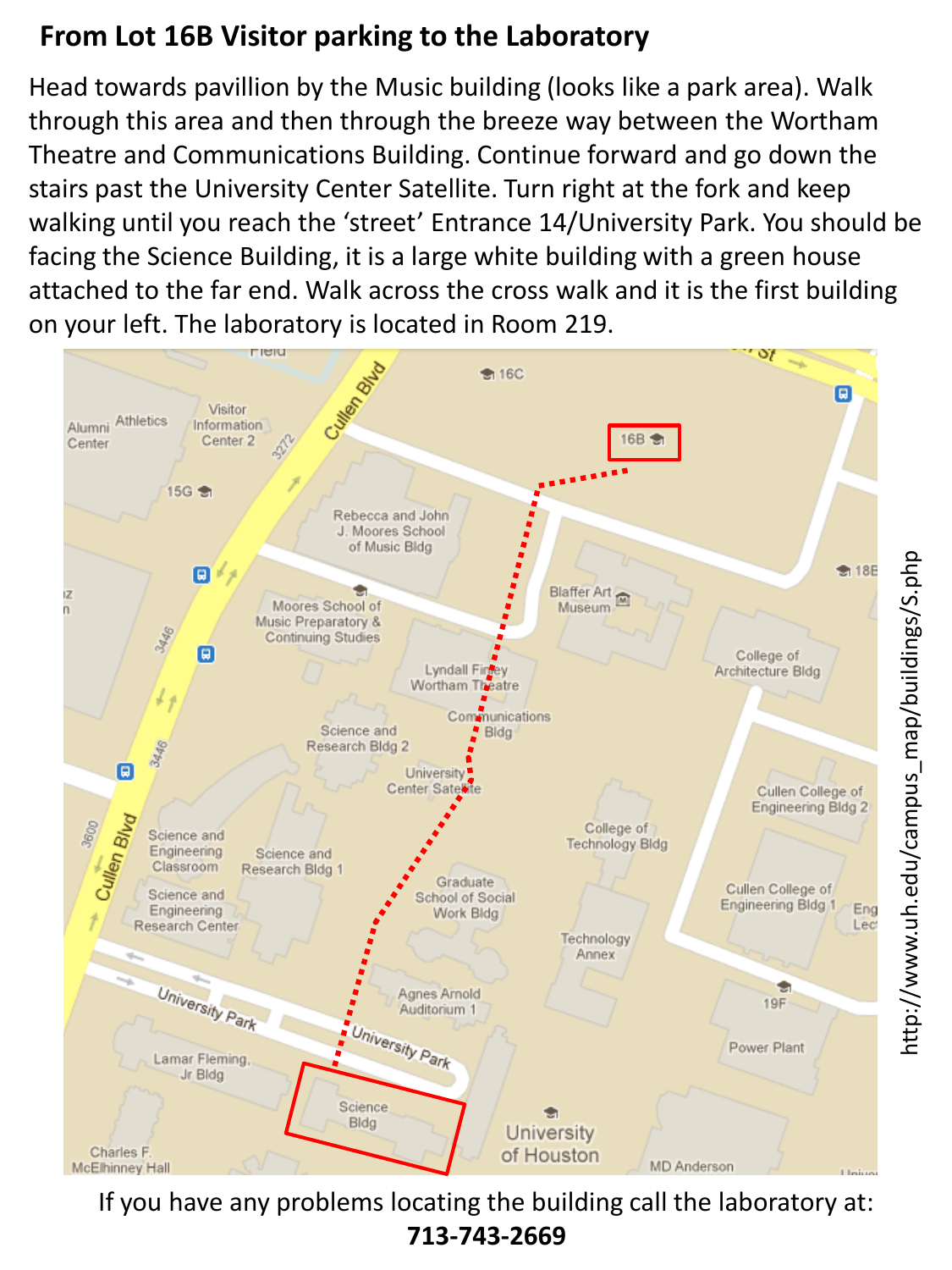## From Lot 16B Visitor parking to the Laboratory

Head towards pavillion by the Music building (looks like a park area). Walk through this area and then through the breeze way between the Wortham Theatre and Communications Building. Continue forward and go down the stairs past the University Center Satellite. Turn right at the fork and keep walking until you reach the 'street' Entrance 14/University Park. You should be facing the Science Building, it is a large white building with a green house attached to the far end. Walk across the cross walk and it is the first building on your left. The laboratory is located in Room 219.

http://www.uh.edu/campus_map/buildings/S.php

If you have any problems locating the building call the laboratory at:

**713-743-2669**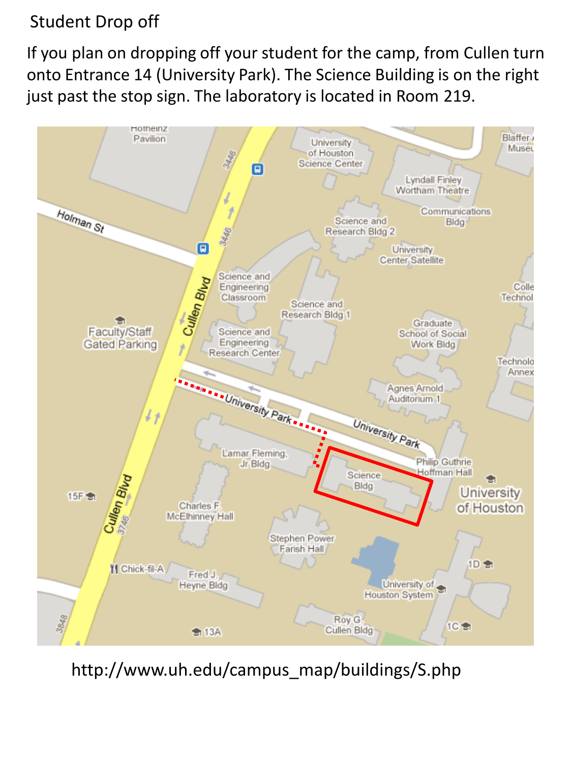## Student Drop off

If you plan on dropping off your student for the camp, from Cullen turn onto Entrance 14 (University Park). The Science Building is on the right just past the stop sign. The laboratory is located in Room 219.

http://www.uh.edu/campus_map/buildings/S.php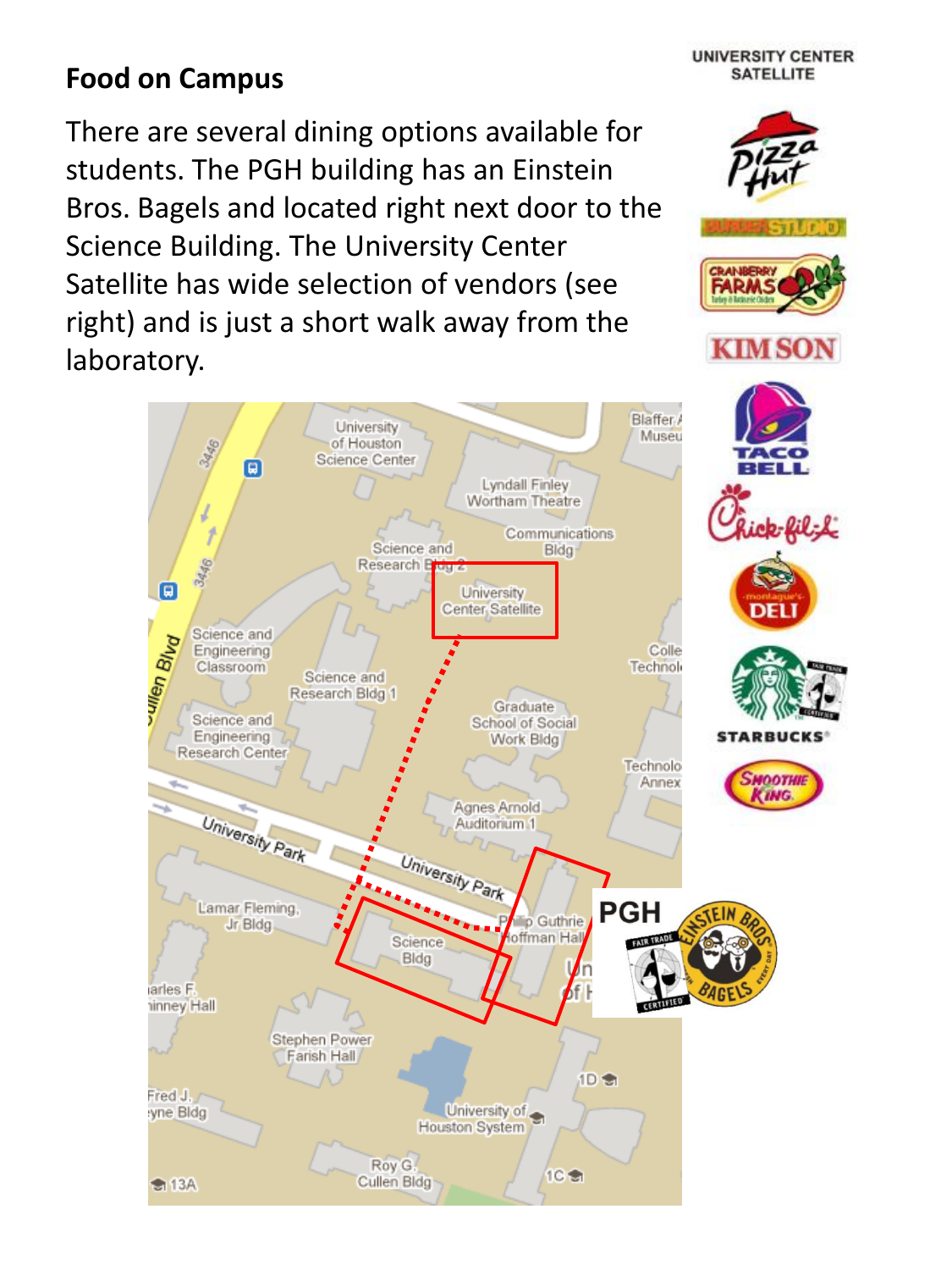# Food on Campus

There are several dining options available for students. The PGH building has an Einstein Bros. Bagels and located right next door to the Science Building. The University Center Satellite has wide selection of vendors (see right) and is just a short walk away from the laboratory.

UNIVERSITY CENTER SATELLITE

Pizza Hut

BURGER STUDIO

CRANBERRY FARMS

KIM SON

TACO BELL

Chick-fil-A

montague's DELI

STARBUCKS

SMOOTHIE KING

PGH

FAIR TRADE CERTIFIED

EINSTEIN BROS BAGELS

University of Houston Science Center

Lyndall Finley Wortham Theatre

Communications Bldg

Science and Research Bldg 2

University Center Satellite

Science and Engineering Classroom

Science and Research Bldg 1

Graduate School of Social Work Bldg

Science and Engineering Research Center

Agnes Arnold Auditorium 1

University Park

Lamar Fleming, Jr Bldg

Science Bldg

Philip Guthrie Hoffman Hall

Stephen Power Farish Hall

University of Houston System

Roy G. Cullen Bldg

Cullen Blvd

Blaffer Museum

Technology Annex